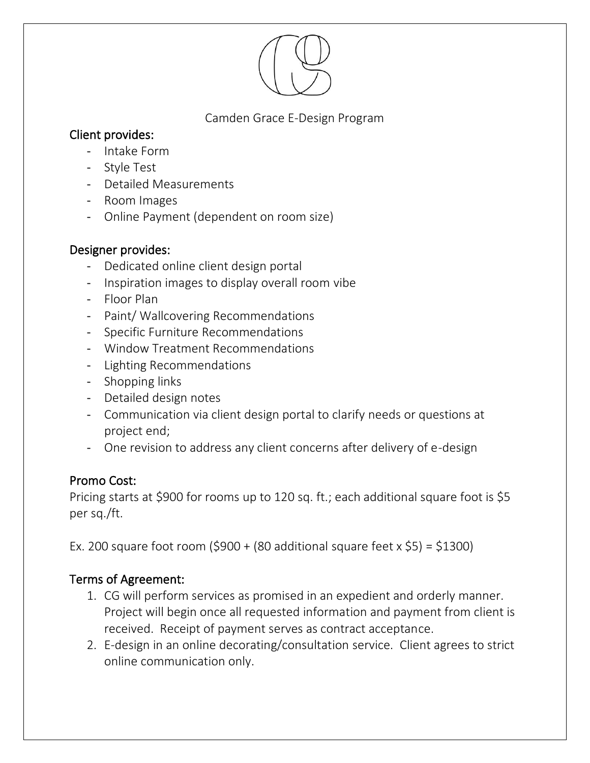Camden Grace E-Design Program

## Client provides:

- Intake Form
- Style Test
- Detailed Measurements
- Room Images
- Online Payment (dependent on room size)

## Designer provides:

- Dedicated online client design portal
- Inspiration images to display overall room vibe
- Floor Plan
- Paint/ Wallcovering Recommendations
- Specific Furniture Recommendations
- Window Treatment Recommendations
- Lighting Recommendations
- Shopping links
- Detailed design notes
- Communication via client design portal to clarify needs or questions at project end;
- One revision to address any client concerns after delivery of e-design

## Promo Cost:

Pricing starts at $900 for rooms up to 120 sq. ft.; each additional square foot is $5 per sq./ft.

Ex. 200 square foot room ($900 + (80 additional square feet x $5) = $1300)

## Terms of Agreement:

1. CG will perform services as promised in an expedient and orderly manner. Project will begin once all requested information and payment from client is received. Receipt of payment serves as contract acceptance.
2. E-design in an online decorating/consultation service. Client agrees to strict online communication only.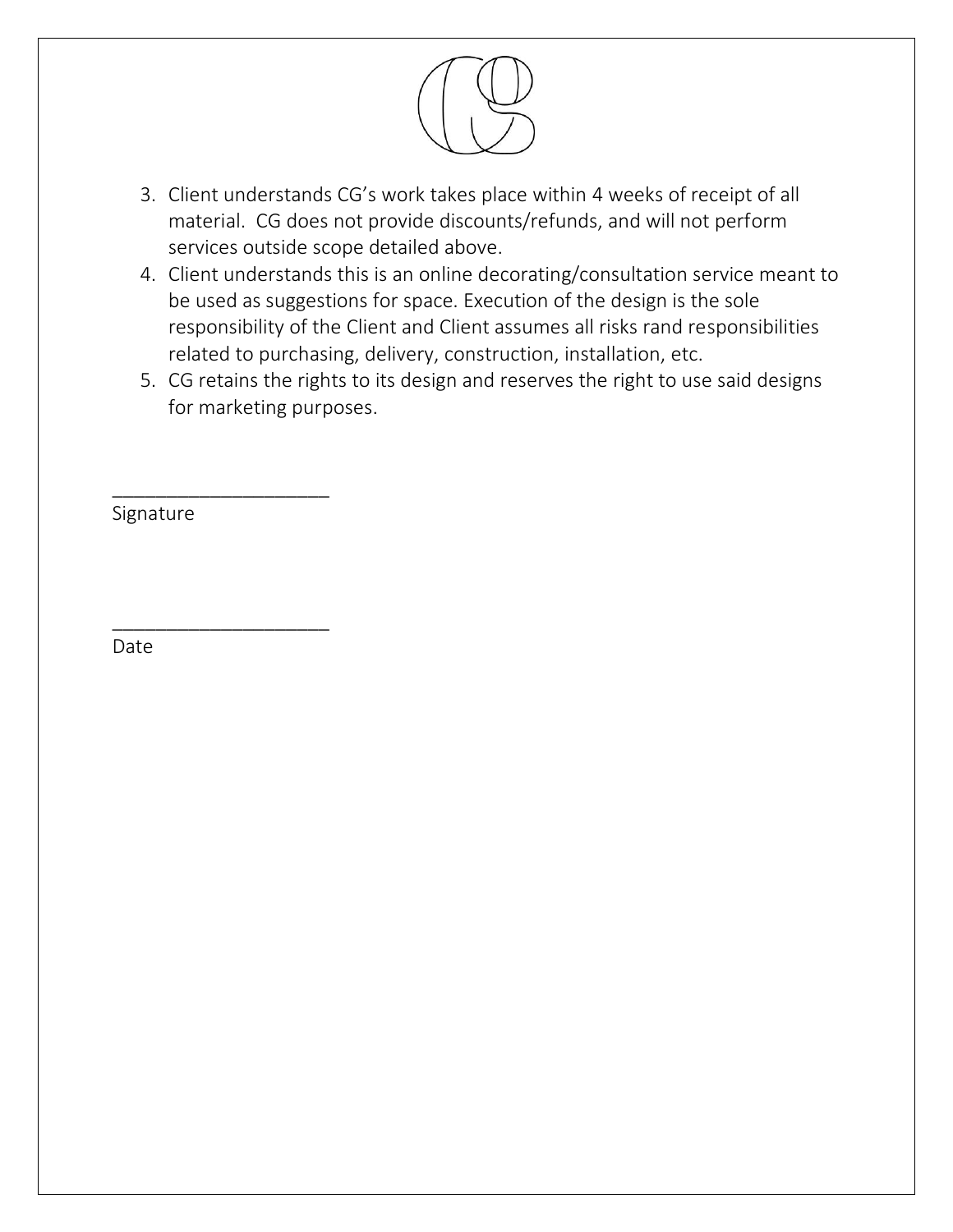3. Client understands CG's work takes place within 4 weeks of receipt of all material. CG does not provide discounts/refunds, and will not perform services outside scope detailed above.
4. Client understands this is an online decorating/consultation service meant to be used as suggestions for space. Execution of the design is the sole responsibility of the Client and Client assumes all risks rand responsibilities related to purchasing, delivery, construction, installation, etc.
5. CG retains the rights to its design and reserves the right to use said designs for marketing purposes.

____________________
Signature

____________________
Date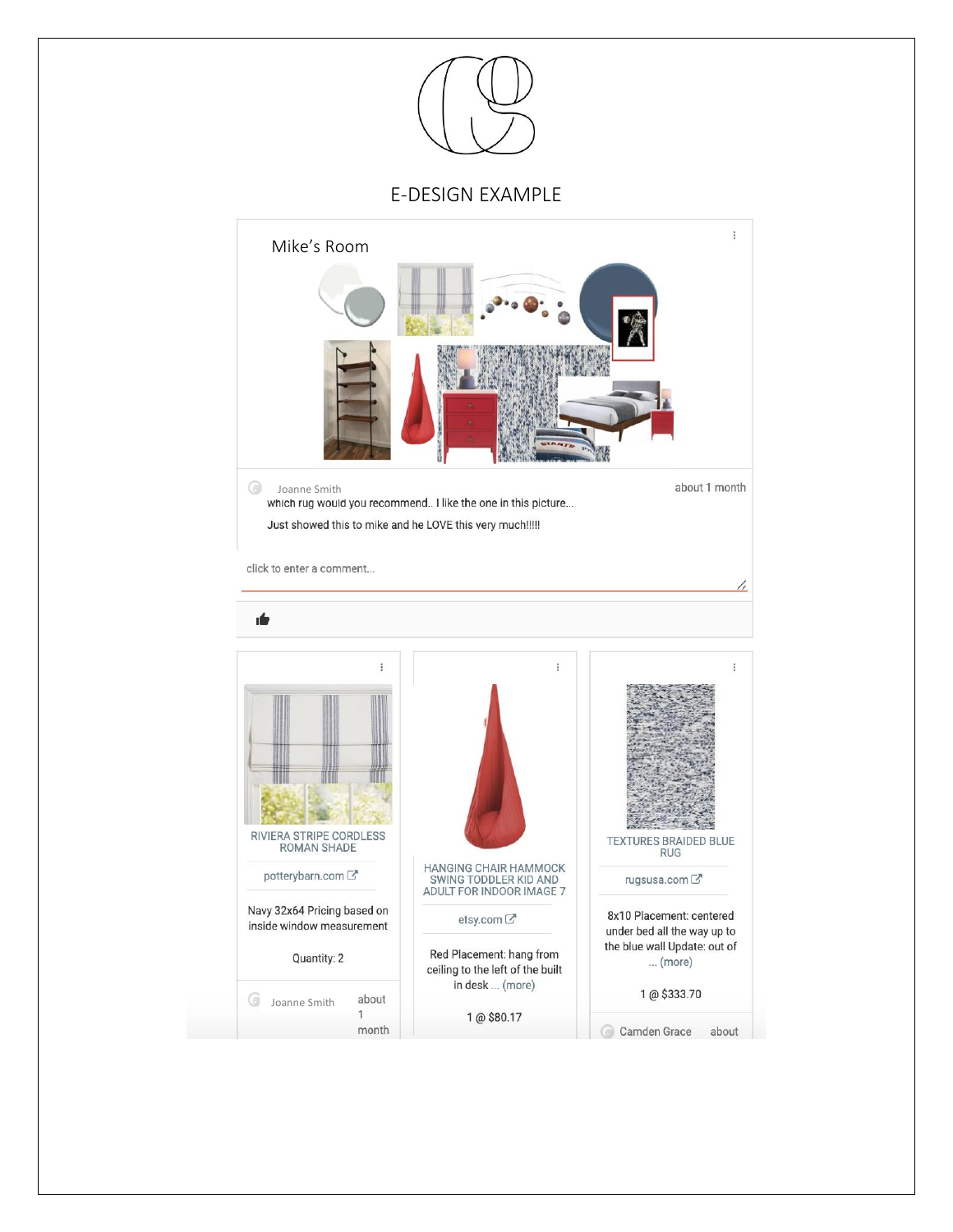# E-DESIGN EXAMPLE

## Mike's Room

Joanne Smith — about 1 month

which rug would you recommend.. I like the one in this picture...

Just showed this to mike and he LOVE this very much!!!!!

click to enter a comment...

---

**RIVIERA STRIPE CORDLESS ROMAN SHADE**

potterybarn.com

Navy 32x64 Pricing based on inside window measurement

Quantity: 2

Joanne Smith — about 1 month

---

**HANGING CHAIR HAMMOCK SWING TODDLER KID AND ADULT FOR INDOOR IMAGE 7**

etsy.com

Red Placement: hang from ceiling to the left of the built in desk ... (more)

1 @ $80.17

---

**TEXTURES BRAIDED BLUE RUG**

rugsusa.com

8x10 Placement: centered under bed all the way up to the blue wall Update: out of ... (more)

1 @ $333.70

Camden Grace — about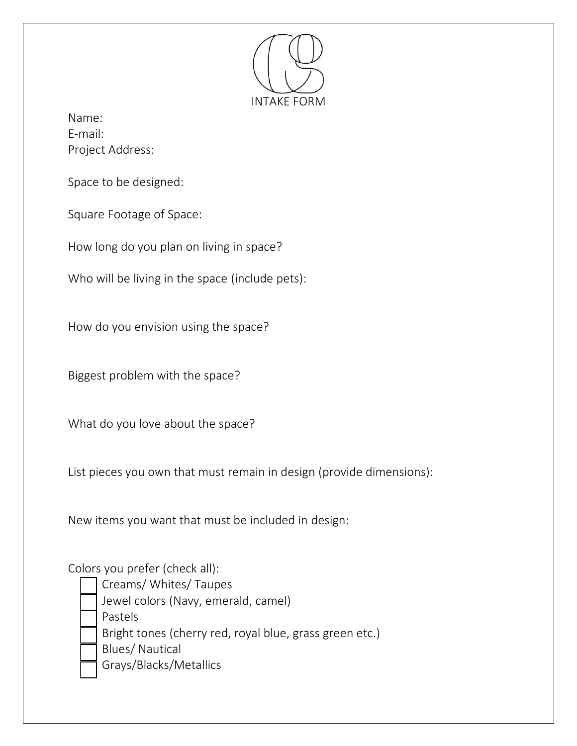# INTAKE FORM

Name:
E-mail:
Project Address:

Space to be designed:

Square Footage of Space:

How long do you plan on living in space?

Who will be living in the space (include pets):

How do you envision using the space?

Biggest problem with the space?

What do you love about the space?

List pieces you own that must remain in design (provide dimensions):

New items you want that must be included in design:

Colors you prefer (check all):

- [ ] Creams/ Whites/ Taupes
- [ ] Jewel colors (Navy, emerald, camel)
- [ ] Pastels
- [ ] Bright tones (cherry red, royal blue, grass green etc.)
- [ ] Blues/ Nautical
- [ ] Grays/Blacks/Metallics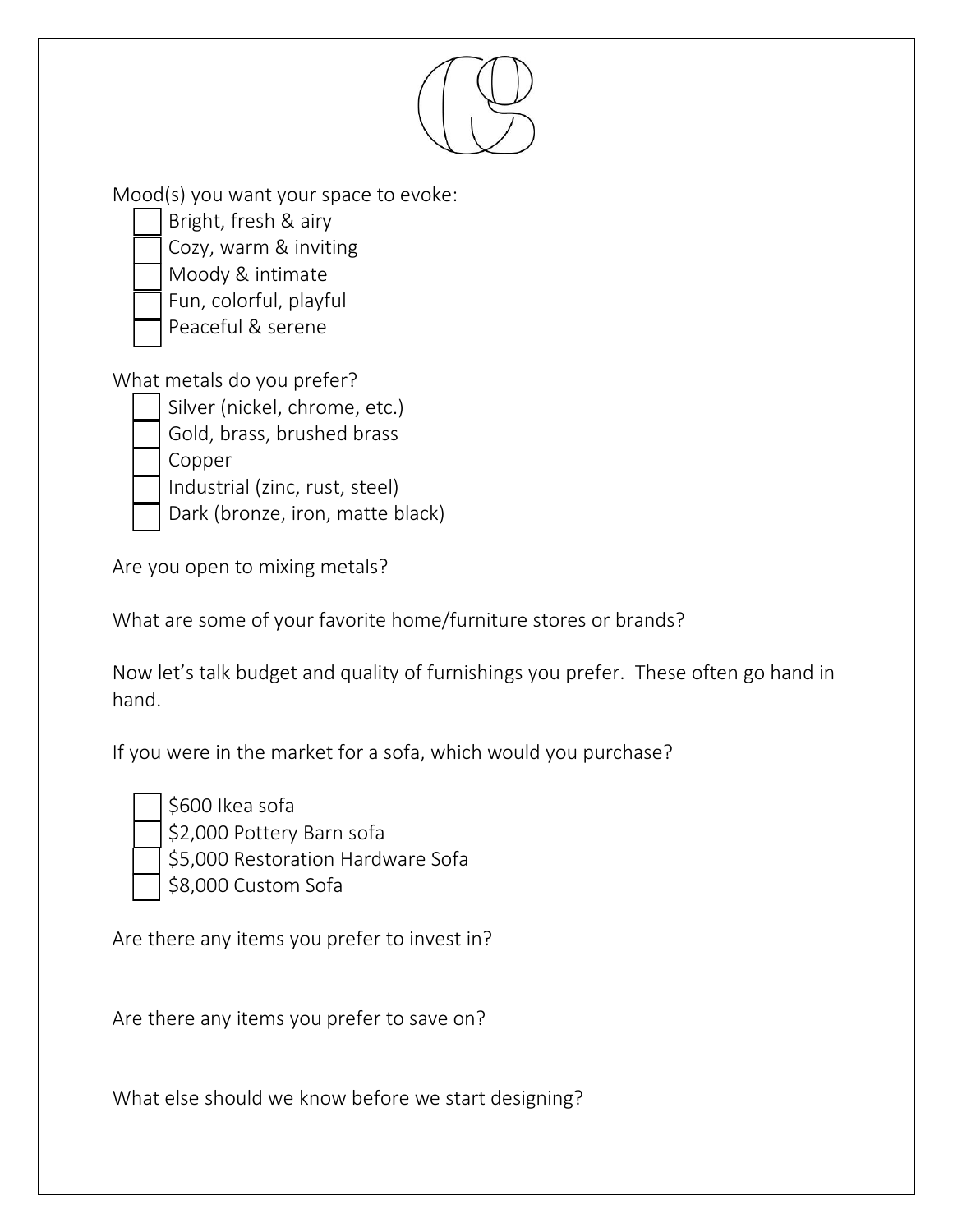Mood(s) you want your space to evoke:

- [ ] Bright, fresh & airy
- [ ] Cozy, warm & inviting
- [ ] Moody & intimate
- [ ] Fun, colorful, playful
- [ ] Peaceful & serene

What metals do you prefer?

- [ ] Silver (nickel, chrome, etc.)
- [ ] Gold, brass, brushed brass
- [ ] Copper
- [ ] Industrial (zinc, rust, steel)
- [ ] Dark (bronze, iron, matte black)

Are you open to mixing metals?

What are some of your favorite home/furniture stores or brands?

Now let's talk budget and quality of furnishings you prefer. These often go hand in hand.

If you were in the market for a sofa, which would you purchase?

- [ ] $600 Ikea sofa
- [ ] $2,000 Pottery Barn sofa
- [ ] $5,000 Restoration Hardware Sofa
- [ ] $8,000 Custom Sofa

Are there any items you prefer to invest in?

Are there any items you prefer to save on?

What else should we know before we start designing?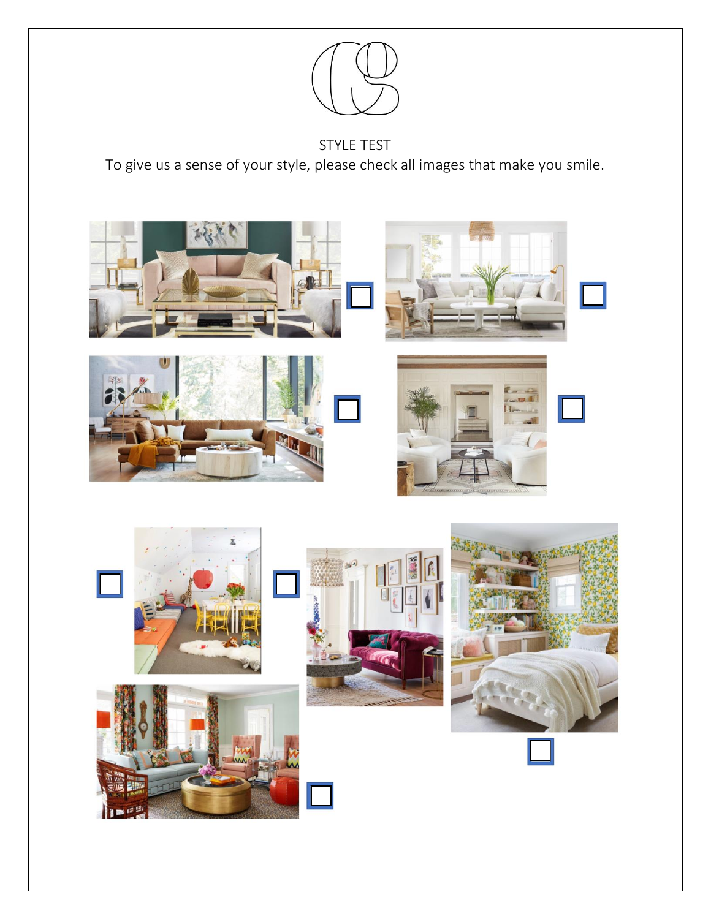STYLE TEST

To give us a sense of your style, please check all images that make you smile.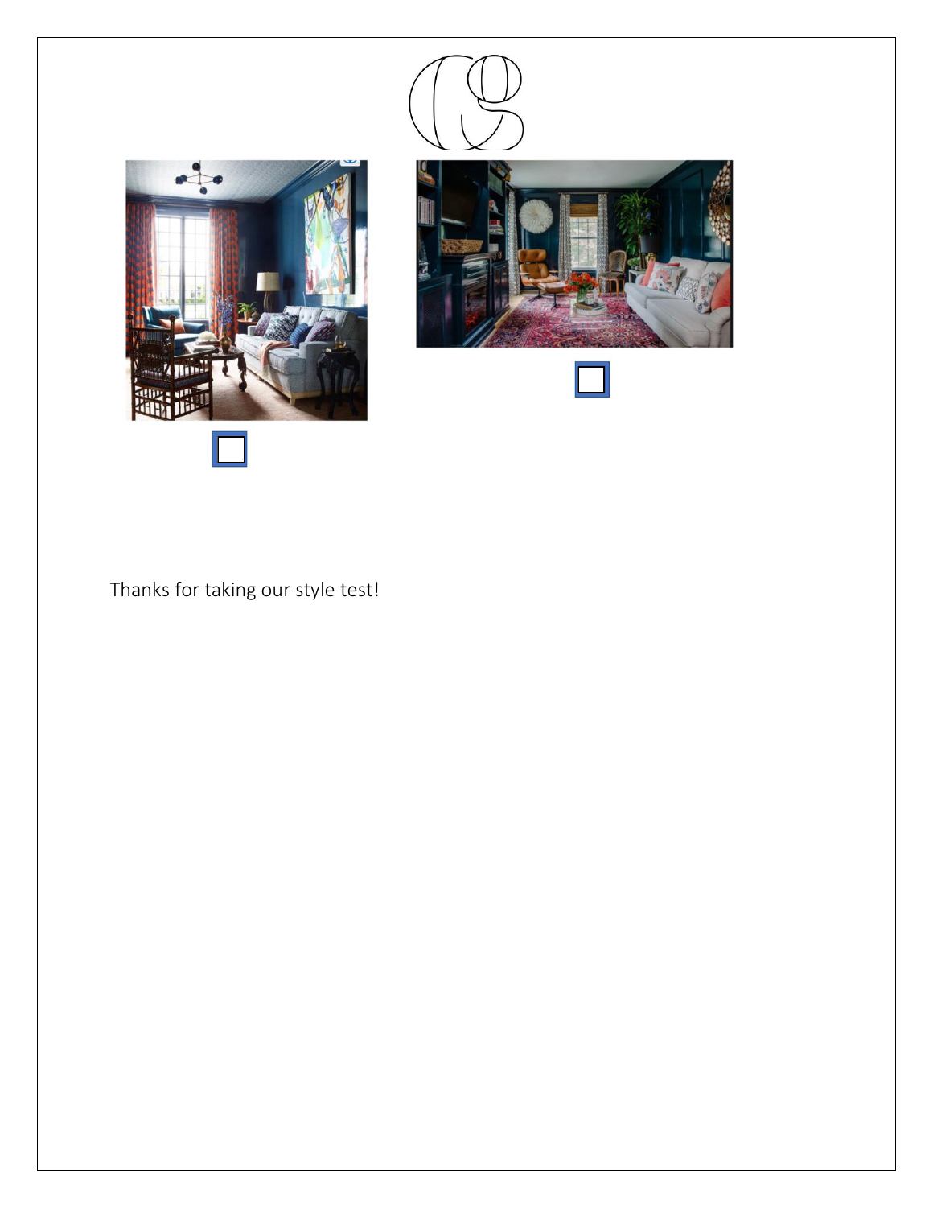☐

☐

Thanks for taking our style test!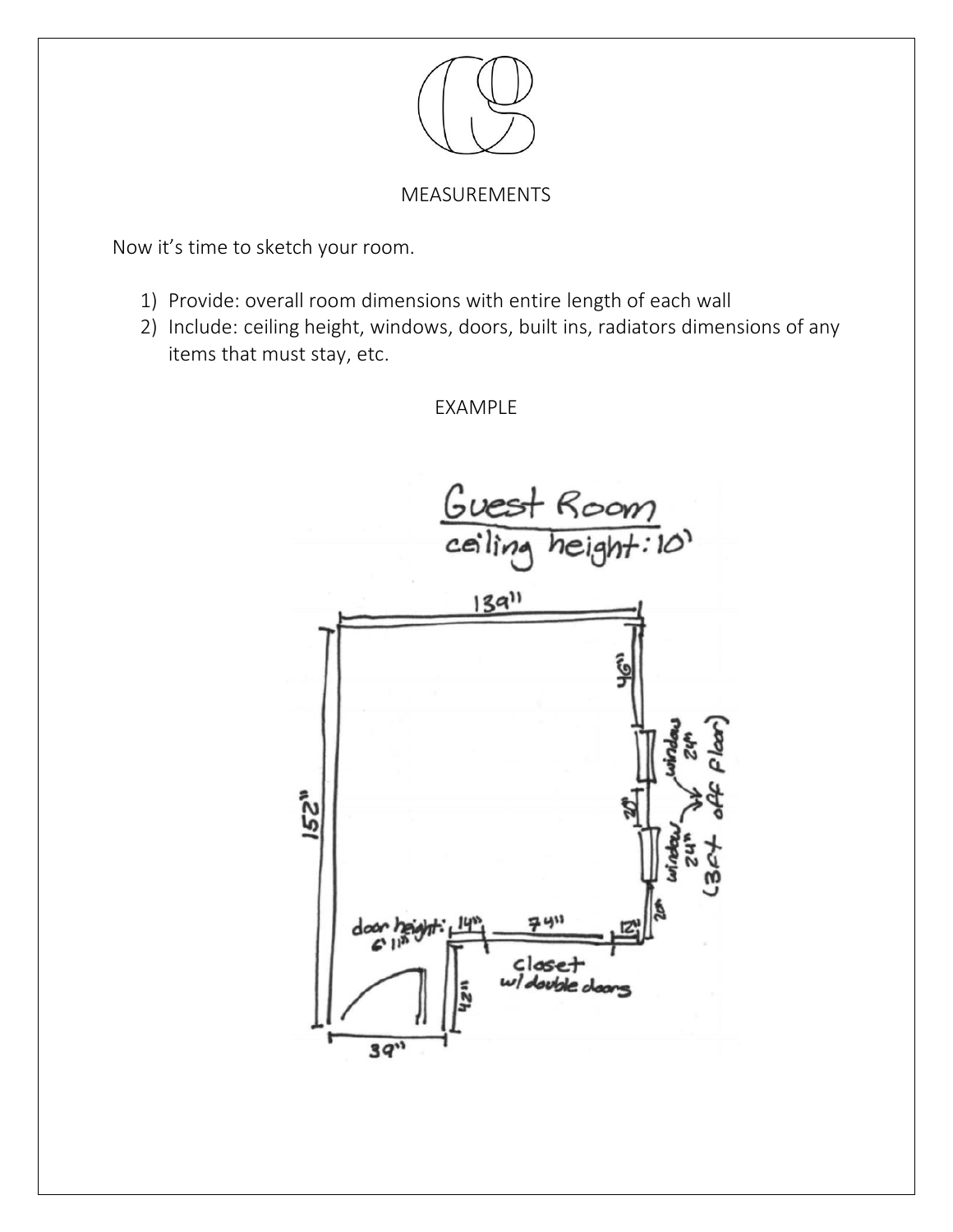## MEASUREMENTS

Now it's time to sketch your room.

1) Provide: overall room dimensions with entire length of each wall
2) Include: ceiling height, windows, doors, built ins, radiators dimensions of any items that must stay, etc.

EXAMPLE

Guest Room
ceiling height: 10'

139"

152"

46"

window 24"

20"

window 24"

(3ft off floor)

20"

door height: 6'11"

14"

74"

12"

closet w/ double doors

42"

39"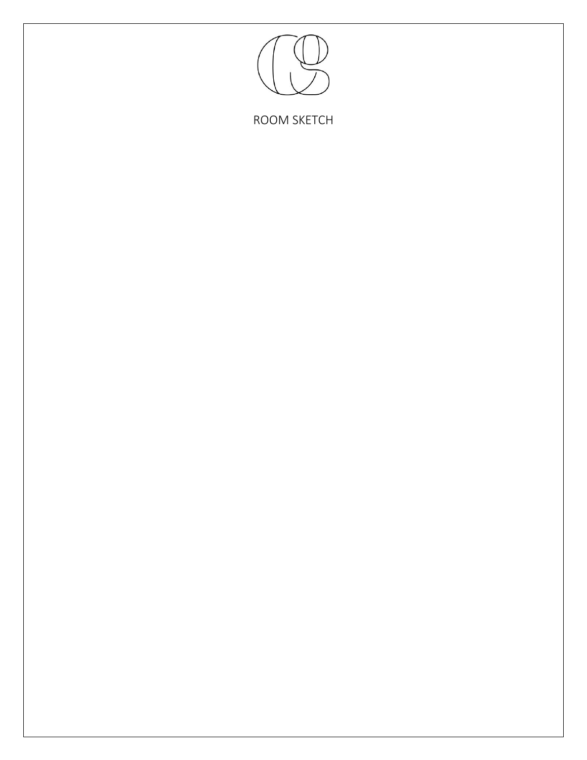ROOM SKETCH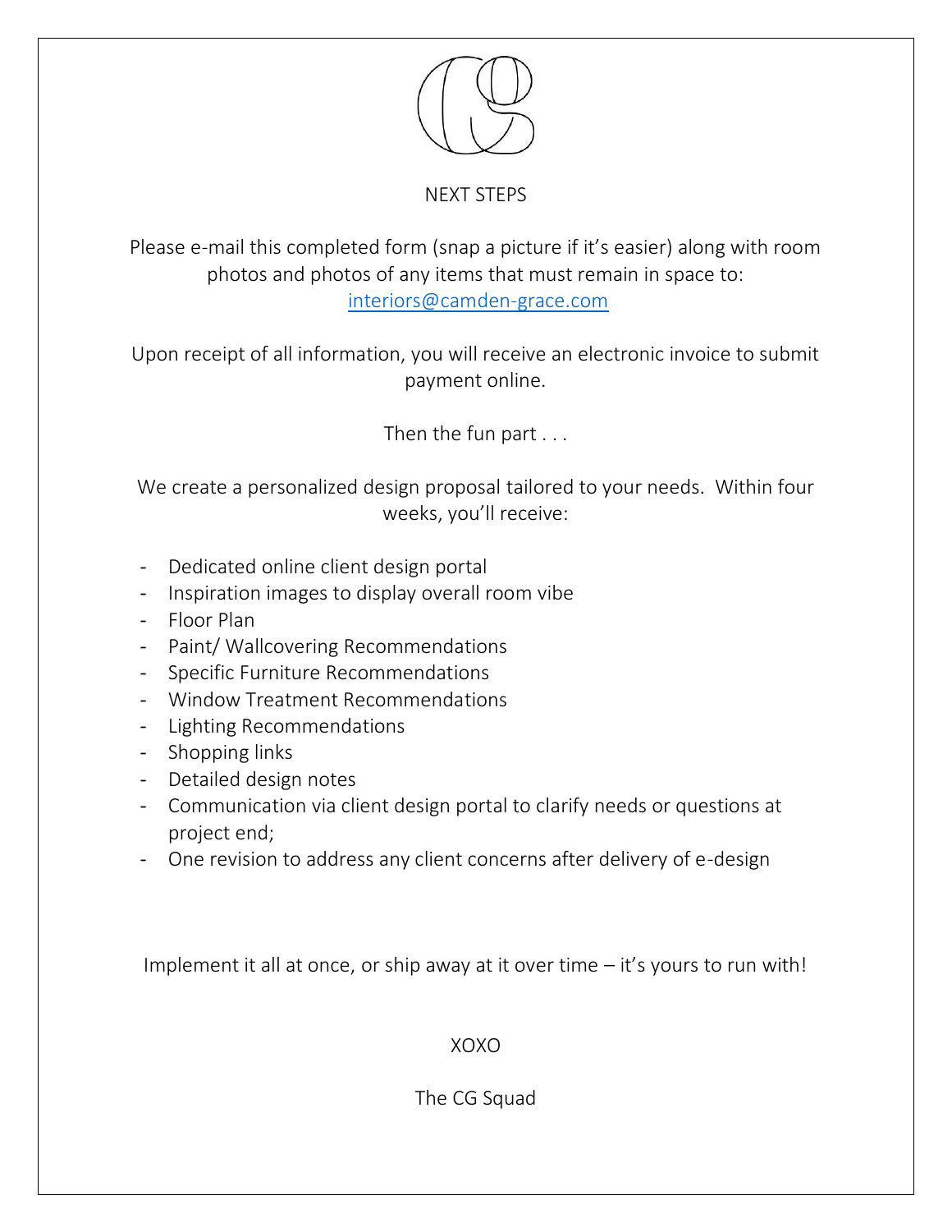## NEXT STEPS

Please e-mail this completed form (snap a picture if it's easier) along with room photos and photos of any items that must remain in space to: interiors@camden-grace.com

Upon receipt of all information, you will receive an electronic invoice to submit payment online.

Then the fun part . . .

We create a personalized design proposal tailored to your needs. Within four weeks, you'll receive:

- Dedicated online client design portal
- Inspiration images to display overall room vibe
- Floor Plan
- Paint/ Wallcovering Recommendations
- Specific Furniture Recommendations
- Window Treatment Recommendations
- Lighting Recommendations
- Shopping links
- Detailed design notes
- Communication via client design portal to clarify needs or questions at project end;
- One revision to address any client concerns after delivery of e-design

Implement it all at once, or ship away at it over time – it's yours to run with!

XOXO

The CG Squad